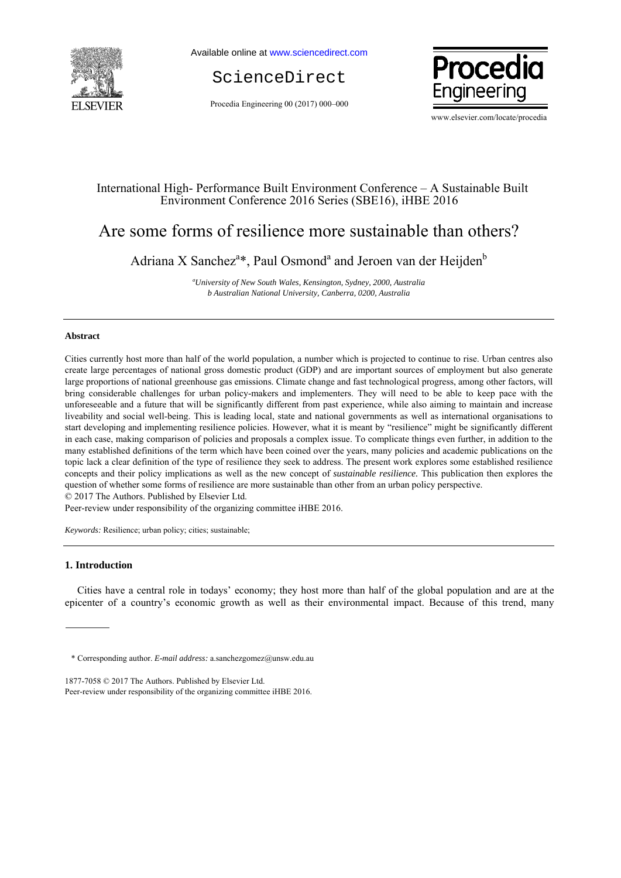International High- Performance Built Environment Conference – A Sustainable Built Environment Conference 2016 Series (SBE16), iHBE 2016

# Are some forms of resilience more sustainable than others?

Adriana X Sanchez[a]*, Paul Osmond[a] and Jeroen van der Heijden[b]

[a] *University of New South Wales, Kensington, Sydney, 2000, Australia*
*b Australian National University, Canberra, 0200, Australia*

---

**Abstract**

Cities currently host more than half of the world population, a number which is projected to continue to rise. Urban centres also create large percentages of national gross domestic product (GDP) and are important sources of employment but also generate large proportions of national greenhouse gas emissions. Climate change and fast technological progress, among other factors, will bring considerable challenges for urban policy-makers and implementers. They will need to be able to keep pace with the unforeseeable and a future that will be significantly different from past experience, while also aiming to maintain and increase liveability and social well-being. This is leading local, state and national governments as well as international organisations to start developing and implementing resilience policies. However, what it is meant by "resilience" might be significantly different in each case, making comparison of policies and proposals a complex issue. To complicate things even further, in addition to the many established definitions of the term which have been coined over the years, many policies and academic publications on the topic lack a clear definition of the type of resilience they seek to address. The present work explores some established resilience concepts and their policy implications as well as the new concept of *sustainable resilience.* This publication then explores the question of whether some forms of resilience are more sustainable than other from an urban policy perspective.
© 2017 The Authors. Published by Elsevier Ltd.
Peer-review under responsibility of the organizing committee iHBE 2016.

*Keywords:* Resilience; urban policy; cities; sustainable;

---

## 1. Introduction

Cities have a central role in todays' economy; they host more than half of the global population and are at the epicenter of a country's economic growth as well as their environmental impact. Because of this trend, many

* Corresponding author. *E-mail address:* a.sanchezgomez@unsw.edu.au

1877-7058 © 2017 The Authors. Published by Elsevier Ltd.
Peer-review under responsibility of the organizing committee iHBE 2016.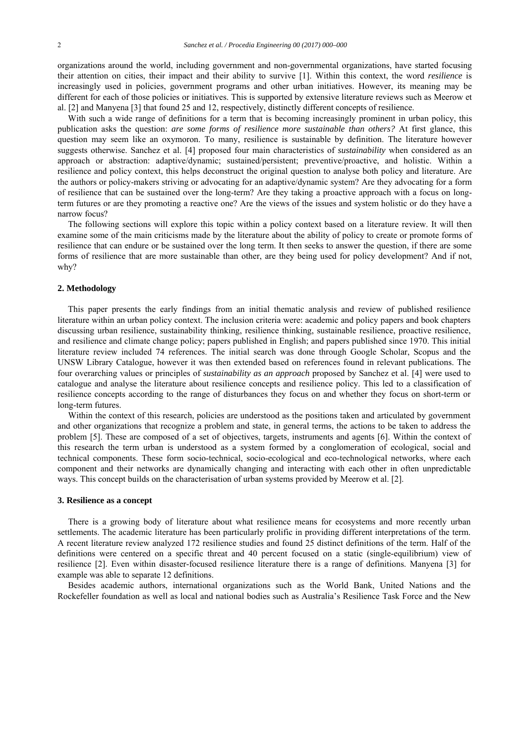organizations around the world, including government and non-governmental organizations, have started focusing their attention on cities, their impact and their ability to survive [1]. Within this context, the word *resilience* is increasingly used in policies, government programs and other urban initiatives. However, its meaning may be different for each of those policies or initiatives. This is supported by extensive literature reviews such as Meerow et al. [2] and Manyena [3] that found 25 and 12, respectively, distinctly different concepts of resilience.

With such a wide range of definitions for a term that is becoming increasingly prominent in urban policy, this publication asks the question: *are some forms of resilience more sustainable than others?* At first glance, this question may seem like an oxymoron. To many, resilience is sustainable by definition. The literature however suggests otherwise. Sanchez et al. [4] proposed four main characteristics of *sustainability* when considered as an approach or abstraction: adaptive/dynamic; sustained/persistent; preventive/proactive, and holistic. Within a resilience and policy context, this helps deconstruct the original question to analyse both policy and literature. Are the authors or policy-makers striving or advocating for an adaptive/dynamic system? Are they advocating for a form of resilience that can be sustained over the long-term? Are they taking a proactive approach with a focus on long-term futures or are they promoting a reactive one? Are the views of the issues and system holistic or do they have a narrow focus?

The following sections will explore this topic within a policy context based on a literature review. It will then examine some of the main criticisms made by the literature about the ability of policy to create or promote forms of resilience that can endure or be sustained over the long term. It then seeks to answer the question, if there are some forms of resilience that are more sustainable than other, are they being used for policy development? And if not, why?

## 2. Methodology

This paper presents the early findings from an initial thematic analysis and review of published resilience literature within an urban policy context. The inclusion criteria were: academic and policy papers and book chapters discussing urban resilience, sustainability thinking, resilience thinking, sustainable resilience, proactive resilience, and resilience and climate change policy; papers published in English; and papers published since 1970. This initial literature review included 74 references. The initial search was done through Google Scholar, Scopus and the UNSW Library Catalogue, however it was then extended based on references found in relevant publications. The four overarching values or principles of *sustainability as an approach* proposed by Sanchez et al. [4] were used to catalogue and analyse the literature about resilience concepts and resilience policy. This led to a classification of resilience concepts according to the range of disturbances they focus on and whether they focus on short-term or long-term futures.

Within the context of this research, policies are understood as the positions taken and articulated by government and other organizations that recognize a problem and state, in general terms, the actions to be taken to address the problem [5]. These are composed of a set of objectives, targets, instruments and agents [6]. Within the context of this research the term urban is understood as a system formed by a conglomeration of ecological, social and technical components. These form socio-technical, socio-ecological and eco-technological networks, where each component and their networks are dynamically changing and interacting with each other in often unpredictable ways. This concept builds on the characterisation of urban systems provided by Meerow et al. [2].

## 3. Resilience as a concept

There is a growing body of literature about what resilience means for ecosystems and more recently urban settlements. The academic literature has been particularly prolific in providing different interpretations of the term. A recent literature review analyzed 172 resilience studies and found 25 distinct definitions of the term. Half of the definitions were centered on a specific threat and 40 percent focused on a static (single-equilibrium) view of resilience [2]. Even within disaster-focused resilience literature there is a range of definitions. Manyena [3] for example was able to separate 12 definitions.

Besides academic authors, international organizations such as the World Bank, United Nations and the Rockefeller foundation as well as local and national bodies such as Australia's Resilience Task Force and the New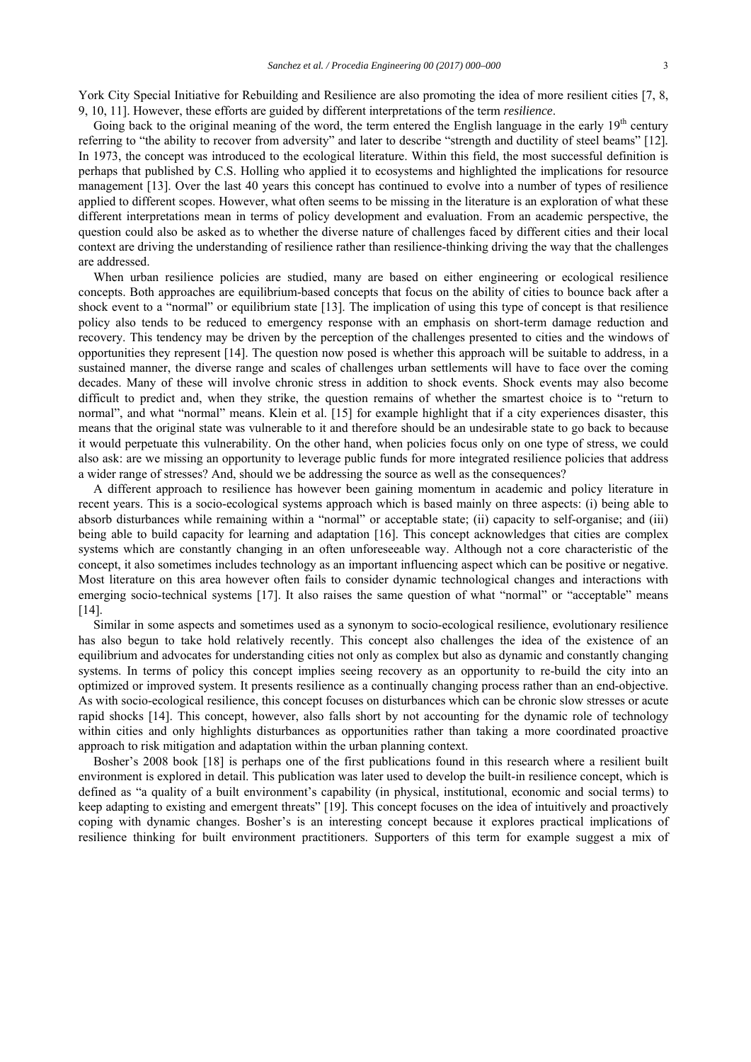York City Special Initiative for Rebuilding and Resilience are also promoting the idea of more resilient cities [7, 8, 9, 10, 11]. However, these efforts are guided by different interpretations of the term *resilience*.

Going back to the original meaning of the word, the term entered the English language in the early 19th century referring to "the ability to recover from adversity" and later to describe "strength and ductility of steel beams" [12]. In 1973, the concept was introduced to the ecological literature. Within this field, the most successful definition is perhaps that published by C.S. Holling who applied it to ecosystems and highlighted the implications for resource management [13]. Over the last 40 years this concept has continued to evolve into a number of types of resilience applied to different scopes. However, what often seems to be missing in the literature is an exploration of what these different interpretations mean in terms of policy development and evaluation. From an academic perspective, the question could also be asked as to whether the diverse nature of challenges faced by different cities and their local context are driving the understanding of resilience rather than resilience-thinking driving the way that the challenges are addressed.

When urban resilience policies are studied, many are based on either engineering or ecological resilience concepts. Both approaches are equilibrium-based concepts that focus on the ability of cities to bounce back after a shock event to a "normal" or equilibrium state [13]. The implication of using this type of concept is that resilience policy also tends to be reduced to emergency response with an emphasis on short-term damage reduction and recovery. This tendency may be driven by the perception of the challenges presented to cities and the windows of opportunities they represent [14]. The question now posed is whether this approach will be suitable to address, in a sustained manner, the diverse range and scales of challenges urban settlements will have to face over the coming decades. Many of these will involve chronic stress in addition to shock events. Shock events may also become difficult to predict and, when they strike, the question remains of whether the smartest choice is to "return to normal", and what "normal" means. Klein et al. [15] for example highlight that if a city experiences disaster, this means that the original state was vulnerable to it and therefore should be an undesirable state to go back to because it would perpetuate this vulnerability. On the other hand, when policies focus only on one type of stress, we could also ask: are we missing an opportunity to leverage public funds for more integrated resilience policies that address a wider range of stresses? And, should we be addressing the source as well as the consequences?

A different approach to resilience has however been gaining momentum in academic and policy literature in recent years. This is a socio-ecological systems approach which is based mainly on three aspects: (i) being able to absorb disturbances while remaining within a "normal" or acceptable state; (ii) capacity to self-organise; and (iii) being able to build capacity for learning and adaptation [16]. This concept acknowledges that cities are complex systems which are constantly changing in an often unforeseeable way. Although not a core characteristic of the concept, it also sometimes includes technology as an important influencing aspect which can be positive or negative. Most literature on this area however often fails to consider dynamic technological changes and interactions with emerging socio-technical systems [17]. It also raises the same question of what "normal" or "acceptable" means [14].

Similar in some aspects and sometimes used as a synonym to socio-ecological resilience, evolutionary resilience has also begun to take hold relatively recently. This concept also challenges the idea of the existence of an equilibrium and advocates for understanding cities not only as complex but also as dynamic and constantly changing systems. In terms of policy this concept implies seeing recovery as an opportunity to re-build the city into an optimized or improved system. It presents resilience as a continually changing process rather than an end-objective. As with socio-ecological resilience, this concept focuses on disturbances which can be chronic slow stresses or acute rapid shocks [14]. This concept, however, also falls short by not accounting for the dynamic role of technology within cities and only highlights disturbances as opportunities rather than taking a more coordinated proactive approach to risk mitigation and adaptation within the urban planning context.

Bosher's 2008 book [18] is perhaps one of the first publications found in this research where a resilient built environment is explored in detail. This publication was later used to develop the built-in resilience concept, which is defined as "a quality of a built environment's capability (in physical, institutional, economic and social terms) to keep adapting to existing and emergent threats" [19]. This concept focuses on the idea of intuitively and proactively coping with dynamic changes. Bosher's is an interesting concept because it explores practical implications of resilience thinking for built environment practitioners. Supporters of this term for example suggest a mix of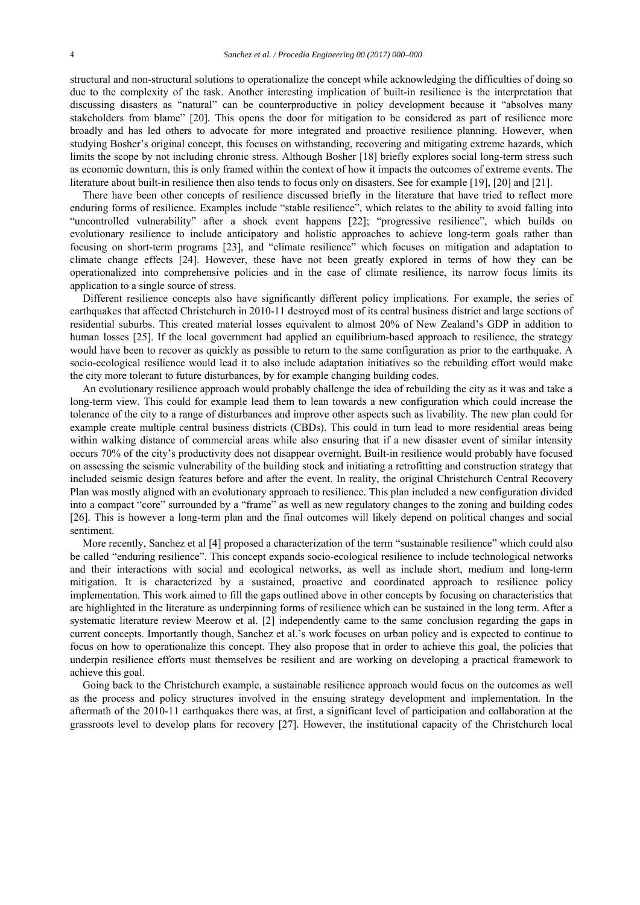structural and non-structural solutions to operationalize the concept while acknowledging the difficulties of doing so due to the complexity of the task. Another interesting implication of built-in resilience is the interpretation that discussing disasters as "natural" can be counterproductive in policy development because it "absolves many stakeholders from blame" [20]. This opens the door for mitigation to be considered as part of resilience more broadly and has led others to advocate for more integrated and proactive resilience planning. However, when studying Bosher's original concept, this focuses on withstanding, recovering and mitigating extreme hazards, which limits the scope by not including chronic stress. Although Bosher [18] briefly explores social long-term stress such as economic downturn, this is only framed within the context of how it impacts the outcomes of extreme events. The literature about built-in resilience then also tends to focus only on disasters. See for example [19], [20] and [21].

There have been other concepts of resilience discussed briefly in the literature that have tried to reflect more enduring forms of resilience. Examples include "stable resilience", which relates to the ability to avoid falling into "uncontrolled vulnerability" after a shock event happens [22]; "progressive resilience", which builds on evolutionary resilience to include anticipatory and holistic approaches to achieve long-term goals rather than focusing on short-term programs [23], and "climate resilience" which focuses on mitigation and adaptation to climate change effects [24]. However, these have not been greatly explored in terms of how they can be operationalized into comprehensive policies and in the case of climate resilience, its narrow focus limits its application to a single source of stress.

Different resilience concepts also have significantly different policy implications. For example, the series of earthquakes that affected Christchurch in 2010-11 destroyed most of its central business district and large sections of residential suburbs. This created material losses equivalent to almost 20% of New Zealand's GDP in addition to human losses [25]. If the local government had applied an equilibrium-based approach to resilience, the strategy would have been to recover as quickly as possible to return to the same configuration as prior to the earthquake. A socio-ecological resilience would lead it to also include adaptation initiatives so the rebuilding effort would make the city more tolerant to future disturbances, by for example changing building codes.

An evolutionary resilience approach would probably challenge the idea of rebuilding the city as it was and take a long-term view. This could for example lead them to lean towards a new configuration which could increase the tolerance of the city to a range of disturbances and improve other aspects such as livability. The new plan could for example create multiple central business districts (CBDs). This could in turn lead to more residential areas being within walking distance of commercial areas while also ensuring that if a new disaster event of similar intensity occurs 70% of the city's productivity does not disappear overnight. Built-in resilience would probably have focused on assessing the seismic vulnerability of the building stock and initiating a retrofitting and construction strategy that included seismic design features before and after the event. In reality, the original Christchurch Central Recovery Plan was mostly aligned with an evolutionary approach to resilience. This plan included a new configuration divided into a compact "core" surrounded by a "frame" as well as new regulatory changes to the zoning and building codes [26]. This is however a long-term plan and the final outcomes will likely depend on political changes and social sentiment.

More recently, Sanchez et al [4] proposed a characterization of the term "sustainable resilience" which could also be called "enduring resilience". This concept expands socio-ecological resilience to include technological networks and their interactions with social and ecological networks, as well as include short, medium and long-term mitigation. It is characterized by a sustained, proactive and coordinated approach to resilience policy implementation. This work aimed to fill the gaps outlined above in other concepts by focusing on characteristics that are highlighted in the literature as underpinning forms of resilience which can be sustained in the long term. After a systematic literature review Meerow et al. [2] independently came to the same conclusion regarding the gaps in current concepts. Importantly though, Sanchez et al.'s work focuses on urban policy and is expected to continue to focus on how to operationalize this concept. They also propose that in order to achieve this goal, the policies that underpin resilience efforts must themselves be resilient and are working on developing a practical framework to achieve this goal.

Going back to the Christchurch example, a sustainable resilience approach would focus on the outcomes as well as the process and policy structures involved in the ensuing strategy development and implementation. In the aftermath of the 2010-11 earthquakes there was, at first, a significant level of participation and collaboration at the grassroots level to develop plans for recovery [27]. However, the institutional capacity of the Christchurch local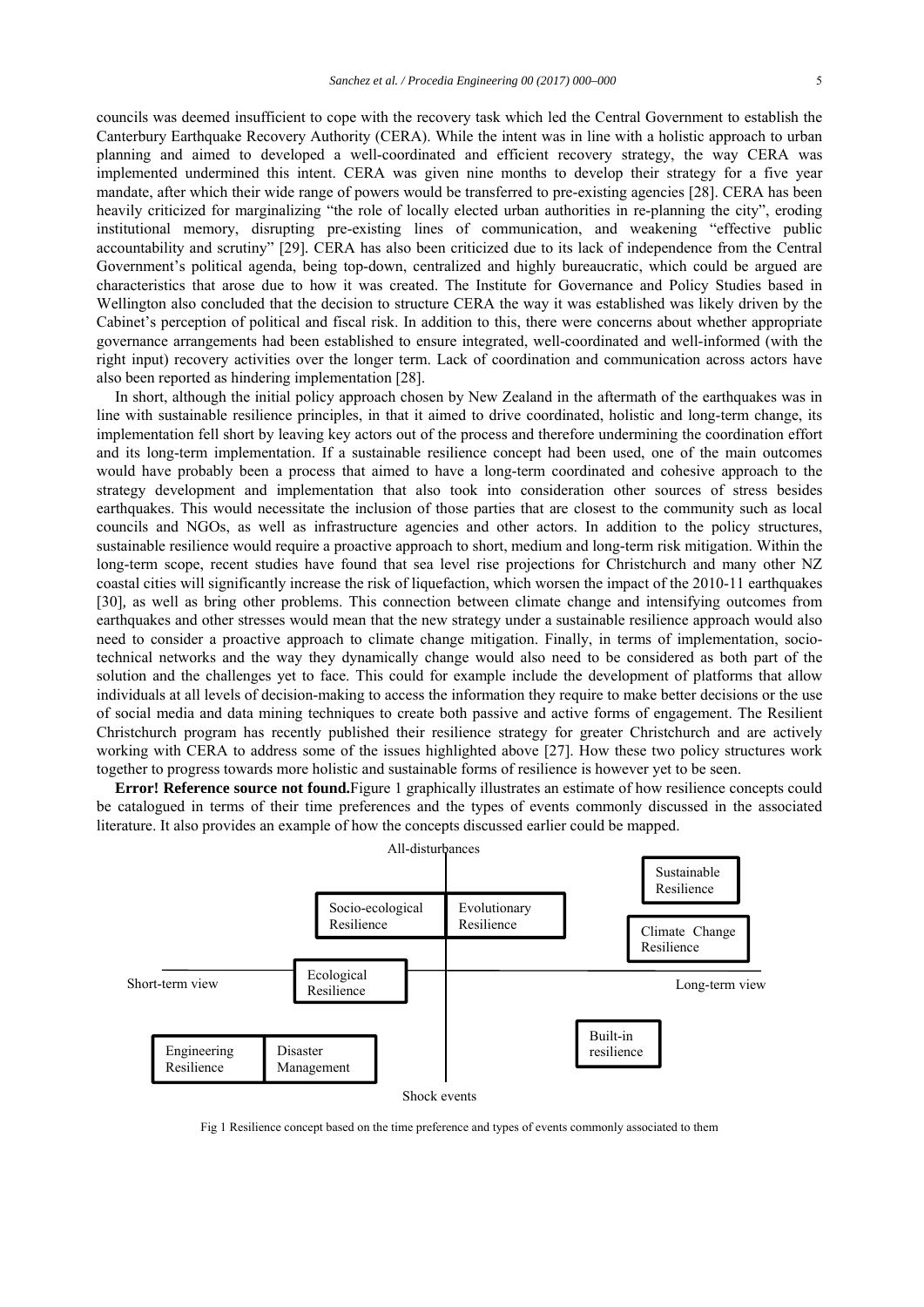councils was deemed insufficient to cope with the recovery task which led the Central Government to establish the Canterbury Earthquake Recovery Authority (CERA). While the intent was in line with a holistic approach to urban planning and aimed to developed a well-coordinated and efficient recovery strategy, the way CERA was implemented undermined this intent. CERA was given nine months to develop their strategy for a five year mandate, after which their wide range of powers would be transferred to pre-existing agencies [28]. CERA has been heavily criticized for marginalizing "the role of locally elected urban authorities in re-planning the city", eroding institutional memory, disrupting pre-existing lines of communication, and weakening "effective public accountability and scrutiny" [29]. CERA has also been criticized due to its lack of independence from the Central Government's political agenda, being top-down, centralized and highly bureaucratic, which could be argued are characteristics that arose due to how it was created. The Institute for Governance and Policy Studies based in Wellington also concluded that the decision to structure CERA the way it was established was likely driven by the Cabinet's perception of political and fiscal risk. In addition to this, there were concerns about whether appropriate governance arrangements had been established to ensure integrated, well-coordinated and well-informed (with the right input) recovery activities over the longer term. Lack of coordination and communication across actors have also been reported as hindering implementation [28].

In short, although the initial policy approach chosen by New Zealand in the aftermath of the earthquakes was in line with sustainable resilience principles, in that it aimed to drive coordinated, holistic and long-term change, its implementation fell short by leaving key actors out of the process and therefore undermining the coordination effort and its long-term implementation. If a sustainable resilience concept had been used, one of the main outcomes would have probably been a process that aimed to have a long-term coordinated and cohesive approach to the strategy development and implementation that also took into consideration other sources of stress besides earthquakes. This would necessitate the inclusion of those parties that are closest to the community such as local councils and NGOs, as well as infrastructure agencies and other actors. In addition to the policy structures, sustainable resilience would require a proactive approach to short, medium and long-term risk mitigation. Within the long-term scope, recent studies have found that sea level rise projections for Christchurch and many other NZ coastal cities will significantly increase the risk of liquefaction, which worsen the impact of the 2010-11 earthquakes [30], as well as bring other problems. This connection between climate change and intensifying outcomes from earthquakes and other stresses would mean that the new strategy under a sustainable resilience approach would also need to consider a proactive approach to climate change mitigation. Finally, in terms of implementation, socio-technical networks and the way they dynamically change would also need to be considered as both part of the solution and the challenges yet to face. This could for example include the development of platforms that allow individuals at all levels of decision-making to access the information they require to make better decisions or the use of social media and data mining techniques to create both passive and active forms of engagement. The Resilient Christchurch program has recently published their resilience strategy for greater Christchurch and are actively working with CERA to address some of the issues highlighted above [27]. How these two policy structures work together to progress towards more holistic and sustainable forms of resilience is however yet to be seen.

**Error! Reference source not found.**Figure 1 graphically illustrates an estimate of how resilience concepts could be catalogued in terms of their time preferences and the types of events commonly discussed in the associated literature. It also provides an example of how the concepts discussed earlier could be mapped.

All-disturbances

Socio-ecological Resilience

Evolutionary Resilience

Sustainable Resilience

Climate Change Resilience

Short-term view

Ecological Resilience

Long-term view

Engineering Resilience

Disaster Management

Built-in resilience

Shock events

Fig 1 Resilience concept based on the time preference and types of events commonly associated to them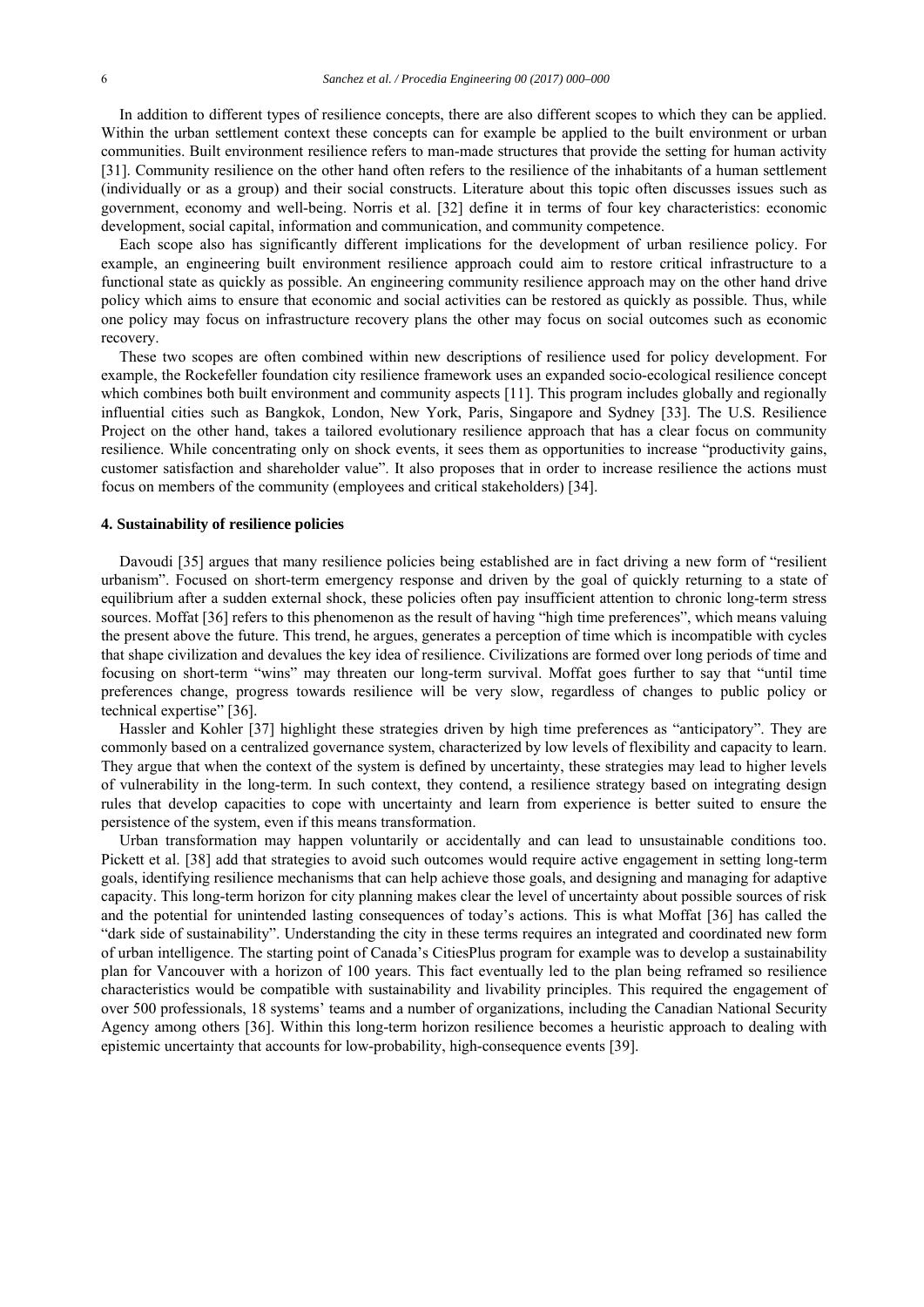In addition to different types of resilience concepts, there are also different scopes to which they can be applied. Within the urban settlement context these concepts can for example be applied to the built environment or urban communities. Built environment resilience refers to man-made structures that provide the setting for human activity [31]. Community resilience on the other hand often refers to the resilience of the inhabitants of a human settlement (individually or as a group) and their social constructs. Literature about this topic often discusses issues such as government, economy and well-being. Norris et al. [32] define it in terms of four key characteristics: economic development, social capital, information and communication, and community competence.

Each scope also has significantly different implications for the development of urban resilience policy. For example, an engineering built environment resilience approach could aim to restore critical infrastructure to a functional state as quickly as possible. An engineering community resilience approach may on the other hand drive policy which aims to ensure that economic and social activities can be restored as quickly as possible. Thus, while one policy may focus on infrastructure recovery plans the other may focus on social outcomes such as economic recovery.

These two scopes are often combined within new descriptions of resilience used for policy development. For example, the Rockefeller foundation city resilience framework uses an expanded socio-ecological resilience concept which combines both built environment and community aspects [11]. This program includes globally and regionally influential cities such as Bangkok, London, New York, Paris, Singapore and Sydney [33]. The U.S. Resilience Project on the other hand, takes a tailored evolutionary resilience approach that has a clear focus on community resilience. While concentrating only on shock events, it sees them as opportunities to increase "productivity gains, customer satisfaction and shareholder value". It also proposes that in order to increase resilience the actions must focus on members of the community (employees and critical stakeholders) [34].

## 4. Sustainability of resilience policies

Davoudi [35] argues that many resilience policies being established are in fact driving a new form of "resilient urbanism". Focused on short-term emergency response and driven by the goal of quickly returning to a state of equilibrium after a sudden external shock, these policies often pay insufficient attention to chronic long-term stress sources. Moffat [36] refers to this phenomenon as the result of having "high time preferences", which means valuing the present above the future. This trend, he argues, generates a perception of time which is incompatible with cycles that shape civilization and devalues the key idea of resilience. Civilizations are formed over long periods of time and focusing on short-term "wins" may threaten our long-term survival. Moffat goes further to say that "until time preferences change, progress towards resilience will be very slow, regardless of changes to public policy or technical expertise" [36].

Hassler and Kohler [37] highlight these strategies driven by high time preferences as "anticipatory". They are commonly based on a centralized governance system, characterized by low levels of flexibility and capacity to learn. They argue that when the context of the system is defined by uncertainty, these strategies may lead to higher levels of vulnerability in the long-term. In such context, they contend, a resilience strategy based on integrating design rules that develop capacities to cope with uncertainty and learn from experience is better suited to ensure the persistence of the system, even if this means transformation.

Urban transformation may happen voluntarily or accidentally and can lead to unsustainable conditions too. Pickett et al. [38] add that strategies to avoid such outcomes would require active engagement in setting long-term goals, identifying resilience mechanisms that can help achieve those goals, and designing and managing for adaptive capacity. This long-term horizon for city planning makes clear the level of uncertainty about possible sources of risk and the potential for unintended lasting consequences of today's actions. This is what Moffat [36] has called the "dark side of sustainability". Understanding the city in these terms requires an integrated and coordinated new form of urban intelligence. The starting point of Canada's CitiesPlus program for example was to develop a sustainability plan for Vancouver with a horizon of 100 years. This fact eventually led to the plan being reframed so resilience characteristics would be compatible with sustainability and livability principles. This required the engagement of over 500 professionals, 18 systems' teams and a number of organizations, including the Canadian National Security Agency among others [36]. Within this long-term horizon resilience becomes a heuristic approach to dealing with epistemic uncertainty that accounts for low-probability, high-consequence events [39].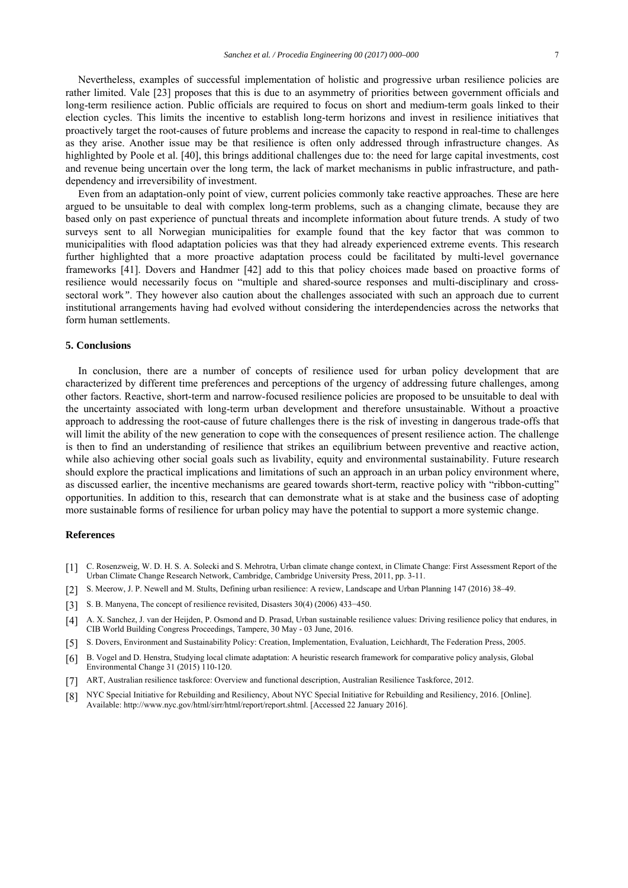Nevertheless, examples of successful implementation of holistic and progressive urban resilience policies are rather limited. Vale [23] proposes that this is due to an asymmetry of priorities between government officials and long-term resilience action. Public officials are required to focus on short and medium-term goals linked to their election cycles. This limits the incentive to establish long-term horizons and invest in resilience initiatives that proactively target the root-causes of future problems and increase the capacity to respond in real-time to challenges as they arise. Another issue may be that resilience is often only addressed through infrastructure changes. As highlighted by Poole et al. [40], this brings additional challenges due to: the need for large capital investments, cost and revenue being uncertain over the long term, the lack of market mechanisms in public infrastructure, and path-dependency and irreversibility of investment.

Even from an adaptation-only point of view, current policies commonly take reactive approaches. These are here argued to be unsuitable to deal with complex long-term problems, such as a changing climate, because they are based only on past experience of punctual threats and incomplete information about future trends. A study of two surveys sent to all Norwegian municipalities for example found that the key factor that was common to municipalities with flood adaptation policies was that they had already experienced extreme events. This research further highlighted that a more proactive adaptation process could be facilitated by multi-level governance frameworks [41]. Dovers and Handmer [42] add to this that policy choices made based on proactive forms of resilience would necessarily focus on "multiple and shared-source responses and multi-disciplinary and cross-sectoral work". They however also caution about the challenges associated with such an approach due to current institutional arrangements having had evolved without considering the interdependencies across the networks that form human settlements.

## 5. Conclusions

In conclusion, there are a number of concepts of resilience used for urban policy development that are characterized by different time preferences and perceptions of the urgency of addressing future challenges, among other factors. Reactive, short-term and narrow-focused resilience policies are proposed to be unsuitable to deal with the uncertainty associated with long-term urban development and therefore unsustainable. Without a proactive approach to addressing the root-cause of future challenges there is the risk of investing in dangerous trade-offs that will limit the ability of the new generation to cope with the consequences of present resilience action. The challenge is then to find an understanding of resilience that strikes an equilibrium between preventive and reactive action, while also achieving other social goals such as livability, equity and environmental sustainability. Future research should explore the practical implications and limitations of such an approach in an urban policy environment where, as discussed earlier, the incentive mechanisms are geared towards short-term, reactive policy with "ribbon-cutting" opportunities. In addition to this, research that can demonstrate what is at stake and the business case of adopting more sustainable forms of resilience for urban policy may have the potential to support a more systemic change.

## References

[1] C. Rosenzweig, W. D. H. S. A. Solecki and S. Mehrotra, Urban climate change context, in Climate Change: First Assessment Report of the Urban Climate Change Research Network, Cambridge, Cambridge University Press, 2011, pp. 3-11.

[2] S. Meerow, J. P. Newell and M. Stults, Defining urban resilience: A review, Landscape and Urban Planning 147 (2016) 38–49.

[3] S. B. Manyena, The concept of resilience revisited, Disasters 30(4) (2006) 433−450.

[4] A. X. Sanchez, J. van der Heijden, P. Osmond and D. Prasad, Urban sustainable resilience values: Driving resilience policy that endures, in CIB World Building Congress Proceedings, Tampere, 30 May - 03 June, 2016.

[5] S. Dovers, Environment and Sustainability Policy: Creation, Implementation, Evaluation, Leichhardt, The Federation Press, 2005.

[6] B. Vogel and D. Henstra, Studying local climate adaptation: A heuristic research framework for comparative policy analysis, Global Environmental Change 31 (2015) 110-120.

[7] ART, Australian resilience taskforce: Overview and functional description, Australian Resilience Taskforce, 2012.

[8] NYC Special Initiative for Rebuilding and Resiliency, About NYC Special Initiative for Rebuilding and Resiliency, 2016. [Online]. Available: http://www.nyc.gov/html/sirr/html/report/report.shtml. [Accessed 22 January 2016].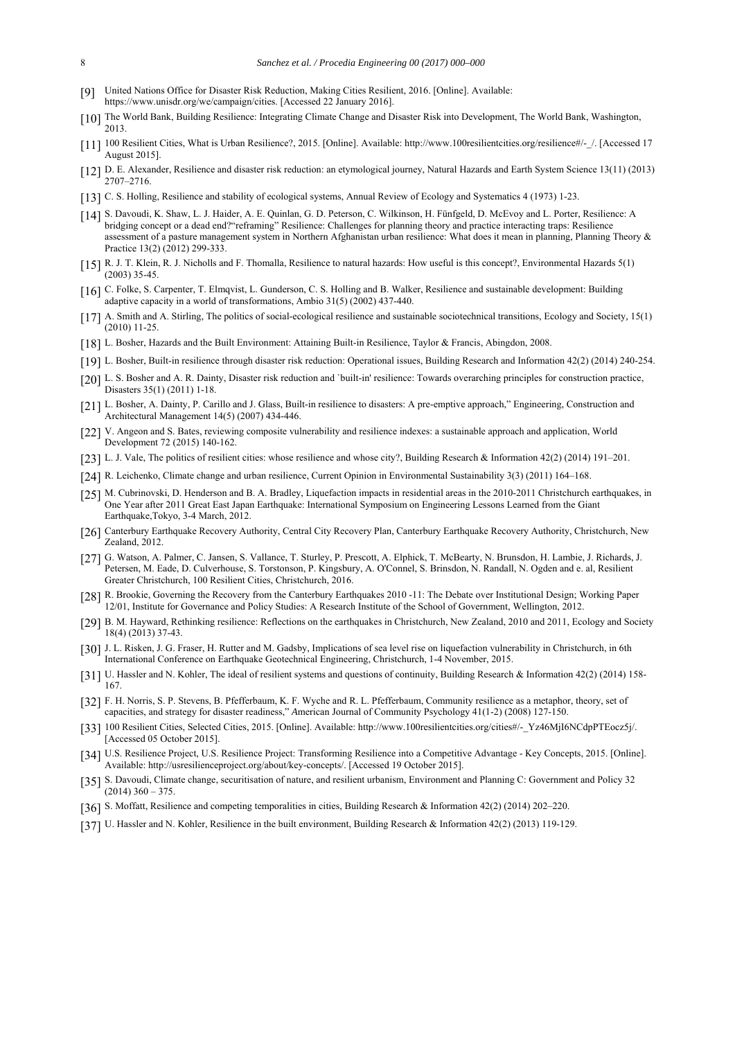[9] United Nations Office for Disaster Risk Reduction, Making Cities Resilient, 2016. [Online]. Available: https://www.unisdr.org/we/campaign/cities. [Accessed 22 January 2016].

[10] The World Bank, Building Resilience: Integrating Climate Change and Disaster Risk into Development, The World Bank, Washington, 2013.

[11] 100 Resilient Cities, What is Urban Resilience?, 2015. [Online]. Available: http://www.100resilientcities.org/resilience#/-_/. [Accessed 17 August 2015].

[12] D. E. Alexander, Resilience and disaster risk reduction: an etymological journey, Natural Hazards and Earth System Science 13(11) (2013) 2707–2716.

[13] C. S. Holling, Resilience and stability of ecological systems, Annual Review of Ecology and Systematics 4 (1973) 1-23.

[14] S. Davoudi, K. Shaw, L. J. Haider, A. E. Quinlan, G. D. Peterson, C. Wilkinson, H. Fünfgeld, D. McEvoy and L. Porter, Resilience: A bridging concept or a dead end?"reframing" Resilience: Challenges for planning theory and practice interacting traps: Resilience assessment of a pasture management system in Northern Afghanistan urban resilience: What does it mean in planning, Planning Theory & Practice 13(2) (2012) 299-333.

[15] R. J. T. Klein, R. J. Nicholls and F. Thomalla, Resilience to natural hazards: How useful is this concept?, Environmental Hazards 5(1) (2003) 35-45.

[16] C. Folke, S. Carpenter, T. Elmqvist, L. Gunderson, C. S. Holling and B. Walker, Resilience and sustainable development: Building adaptive capacity in a world of transformations, Ambio 31(5) (2002) 437-440.

[17] A. Smith and A. Stirling, The politics of social-ecological resilience and sustainable sociotechnical transitions, Ecology and Society, 15(1) (2010) 11-25.

[18] L. Bosher, Hazards and the Built Environment: Attaining Built-in Resilience, Taylor & Francis, Abingdon, 2008.

[19] L. Bosher, Built-in resilience through disaster risk reduction: Operational issues, Building Research and Information 42(2) (2014) 240-254.

[20] L. S. Bosher and A. R. Dainty, Disaster risk reduction and `built-in' resilience: Towards overarching principles for construction practice, Disasters 35(1) (2011) 1-18.

[21] L. Bosher, A. Dainty, P. Carillo and J. Glass, Built-in resilience to disasters: A pre-emptive approach," Engineering, Construction and Architectural Management 14(5) (2007) 434-446.

[22] V. Angeon and S. Bates, reviewing composite vulnerability and resilience indexes: a sustainable approach and application, World Development 72 (2015) 140-162.

[23] L. J. Vale, The politics of resilient cities: whose resilience and whose city?, Building Research & Information 42(2) (2014) 191–201.

[24] R. Leichenko, Climate change and urban resilience, Current Opinion in Environmental Sustainability 3(3) (2011) 164–168.

[25] M. Cubrinovski, D. Henderson and B. A. Bradley, Liquefaction impacts in residential areas in the 2010-2011 Christchurch earthquakes, in One Year after 2011 Great East Japan Earthquake: International Symposium on Engineering Lessons Learned from the Giant Earthquake,Tokyo, 3-4 March, 2012.

[26] Canterbury Earthquake Recovery Authority, Central City Recovery Plan, Canterbury Earthquake Recovery Authority, Christchurch, New Zealand, 2012.

[27] G. Watson, A. Palmer, C. Jansen, S. Vallance, T. Sturley, P. Prescott, A. Elphick, T. McBearty, N. Brunsdon, H. Lambie, J. Richards, J. Petersen, M. Eade, D. Culverhouse, S. Torstonson, P. Kingsbury, A. O'Connel, S. Brinsdon, N. Randall, N. Ogden and e. al, Resilient Greater Christchurch, 100 Resilient Cities, Christchurch, 2016.

[28] R. Brookie, Governing the Recovery from the Canterbury Earthquakes 2010 -11: The Debate over Institutional Design; Working Paper 12/01, Institute for Governance and Policy Studies: A Research Institute of the School of Government, Wellington, 2012.

[29] B. M. Hayward, Rethinking resilience: Reflections on the earthquakes in Christchurch, New Zealand, 2010 and 2011, Ecology and Society 18(4) (2013) 37-43.

[30] J. L. Risken, J. G. Fraser, H. Rutter and M. Gadsby, Implications of sea level rise on liquefaction vulnerability in Christchurch, in 6th International Conference on Earthquake Geotechnical Engineering, Christchurch, 1-4 November, 2015.

[31] U. Hassler and N. Kohler, The ideal of resilient systems and questions of continuity, Building Research & Information 42(2) (2014) 158-167.

[32] F. H. Norris, S. P. Stevens, B. Pfefferbaum, K. F. Wyche and R. L. Pfefferbaum, Community resilience as a metaphor, theory, set of capacities, and strategy for disaster readiness," American Journal of Community Psychology 41(1-2) (2008) 127-150.

[33] 100 Resilient Cities, Selected Cities, 2015. [Online]. Available: http://www.100resilientcities.org/cities#/-_Yz46MjI6NCdpPTEocz5j/. [Accessed 05 October 2015].

[34] U.S. Resilience Project, U.S. Resilience Project: Transforming Resilience into a Competitive Advantage - Key Concepts, 2015. [Online]. Available: http://usresilienceproject.org/about/key-concepts/. [Accessed 19 October 2015].

[35] S. Davoudi, Climate change, securitisation of nature, and resilient urbanism, Environment and Planning C: Government and Policy 32 (2014) 360 – 375.

[36] S. Moffatt, Resilience and competing temporalities in cities, Building Research & Information 42(2) (2014) 202–220.

[37] U. Hassler and N. Kohler, Resilience in the built environment, Building Research & Information 42(2) (2013) 119-129.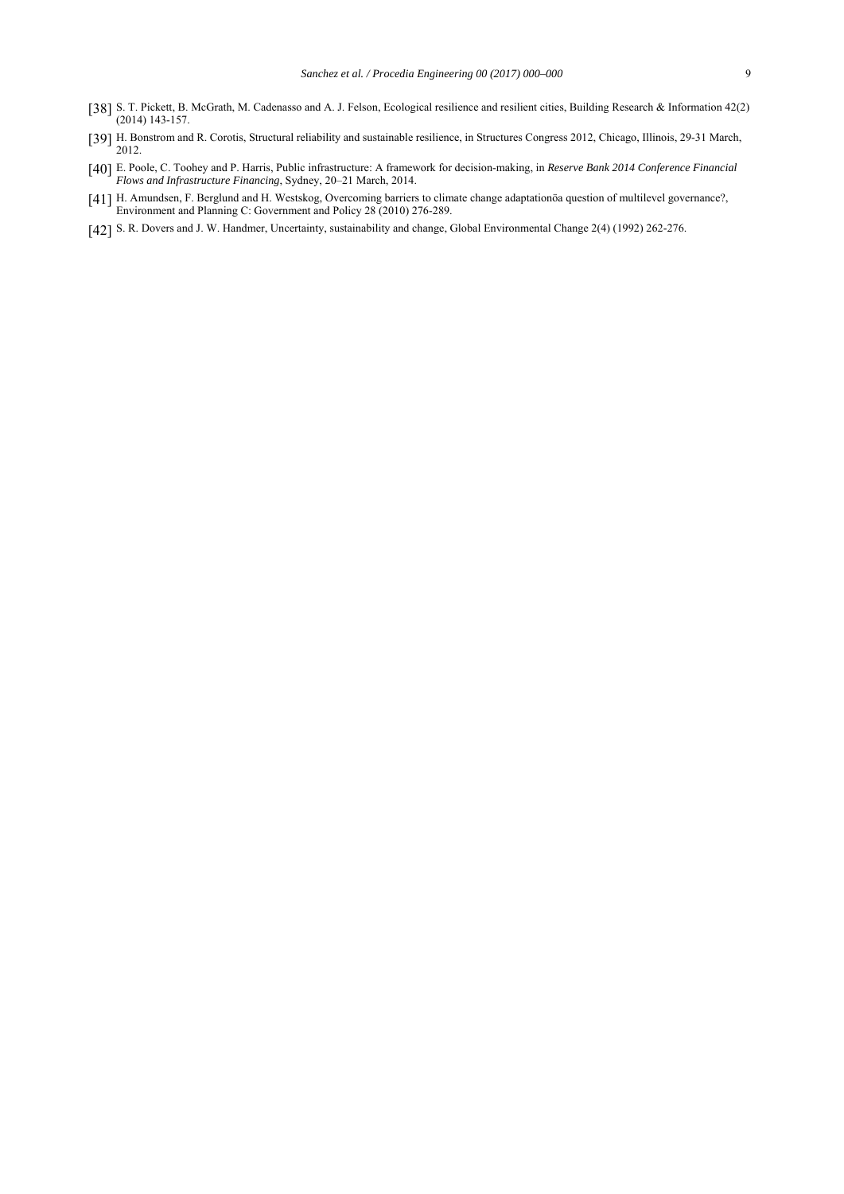[38] S. T. Pickett, B. McGrath, M. Cadenasso and A. J. Felson, Ecological resilience and resilient cities, Building Research & Information 42(2) (2014) 143-157.

[39] H. Bonstrom and R. Corotis, Structural reliability and sustainable resilience, in Structures Congress 2012, Chicago, Illinois, 29-31 March, 2012.

[40] E. Poole, C. Toohey and P. Harris, Public infrastructure: A framework for decision-making, in *Reserve Bank 2014 Conference Financial Flows and Infrastructure Financing*, Sydney, 20–21 March, 2014.

[41] H. Amundsen, F. Berglund and H. Westskog, Overcoming barriers to climate change adaptationöa question of multilevel governance?, Environment and Planning C: Government and Policy 28 (2010) 276-289.

[42] S. R. Dovers and J. W. Handmer, Uncertainty, sustainability and change, Global Environmental Change 2(4) (1992) 262-276.